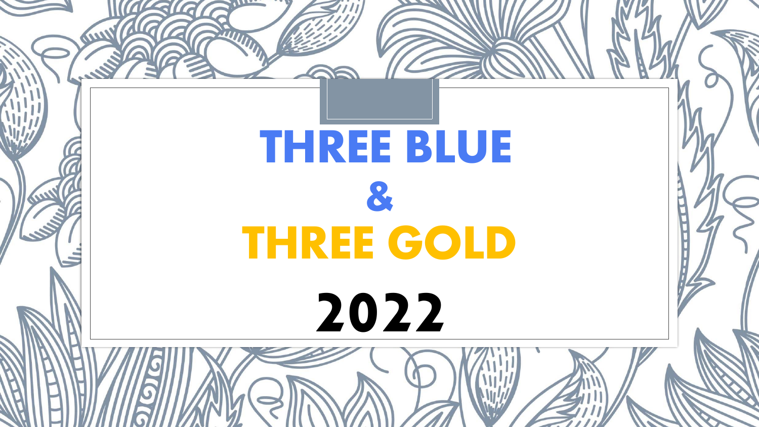# THREE BLUE
# &
# THREE GOLD
# 2022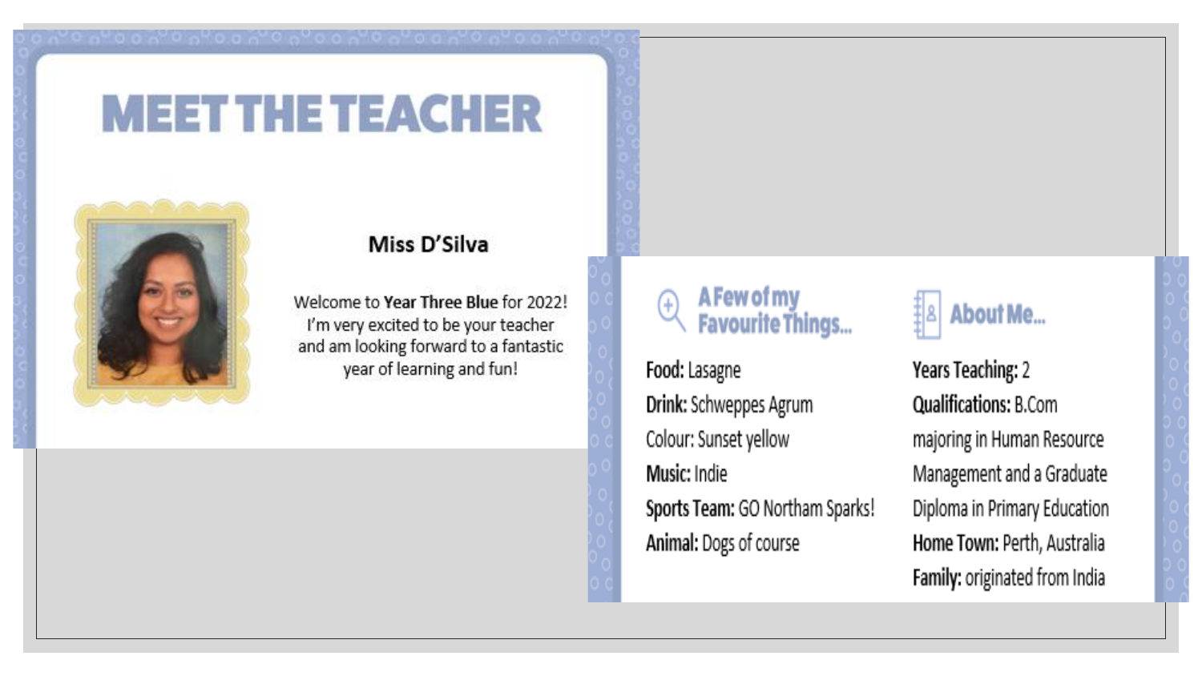# MEET THE TEACHER

## Miss D'Silva

Welcome to **Year Three Blue** for 2022! I'm very excited to be your teacher and am looking forward to a fantastic year of learning and fun!

### A Few of my Favourite Things...

**Food:** Lasagne
**Drink:** Schweppes Agrum
Colour: Sunset yellow
**Music:** Indie
**Sports Team:** GO Northam Sparks!
**Animal:** Dogs of course

### About Me...

**Years Teaching:** 2
**Qualifications:** B.Com majoring in Human Resource Management and a Graduate Diploma in Primary Education
**Home Town:** Perth, Australia
**Family:** originated from India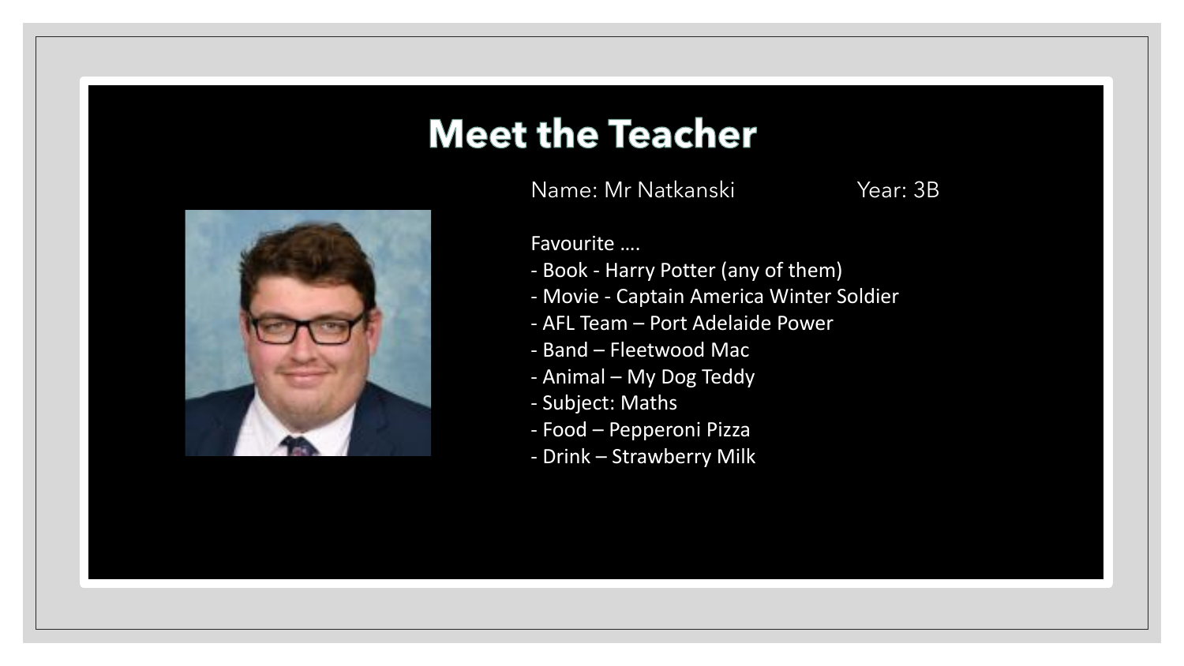# Meet the Teacher

Name: Mr Natkanski

Year: 3B

Favourite ….

- Book - Harry Potter (any of them)
- Movie - Captain America Winter Soldier
- AFL Team – Port Adelaide Power
- Band – Fleetwood Mac
- Animal – My Dog Teddy
- Subject: Maths
- Food – Pepperoni Pizza
- Drink – Strawberry Milk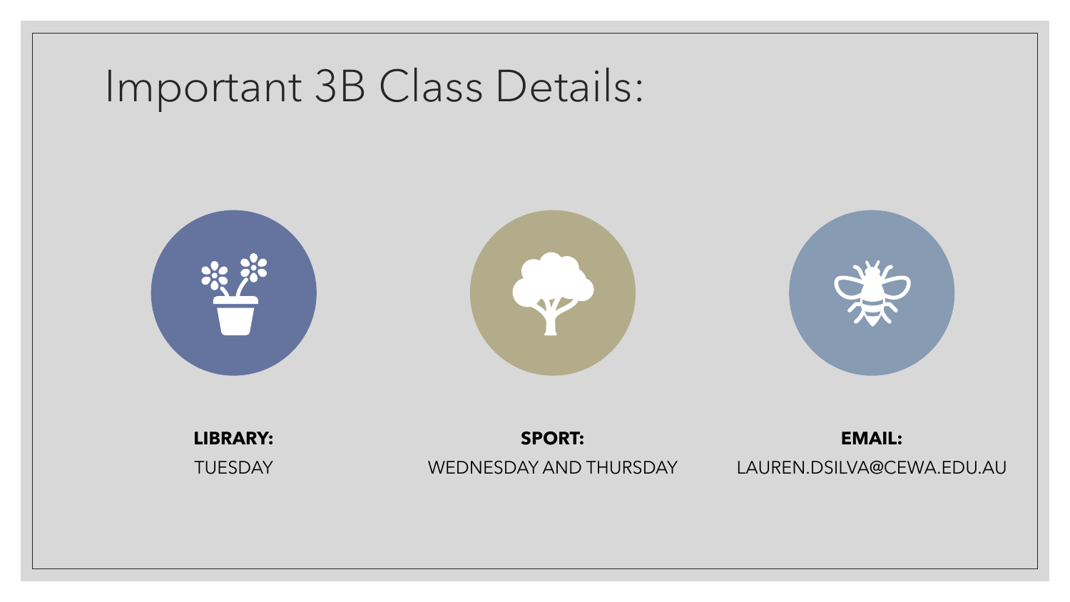# Important 3B Class Details:

**LIBRARY:**

TUESDAY

**SPORT:**

WEDNESDAY AND THURSDAY

**EMAIL:**

LAUREN.DSILVA@CEWA.EDU.AU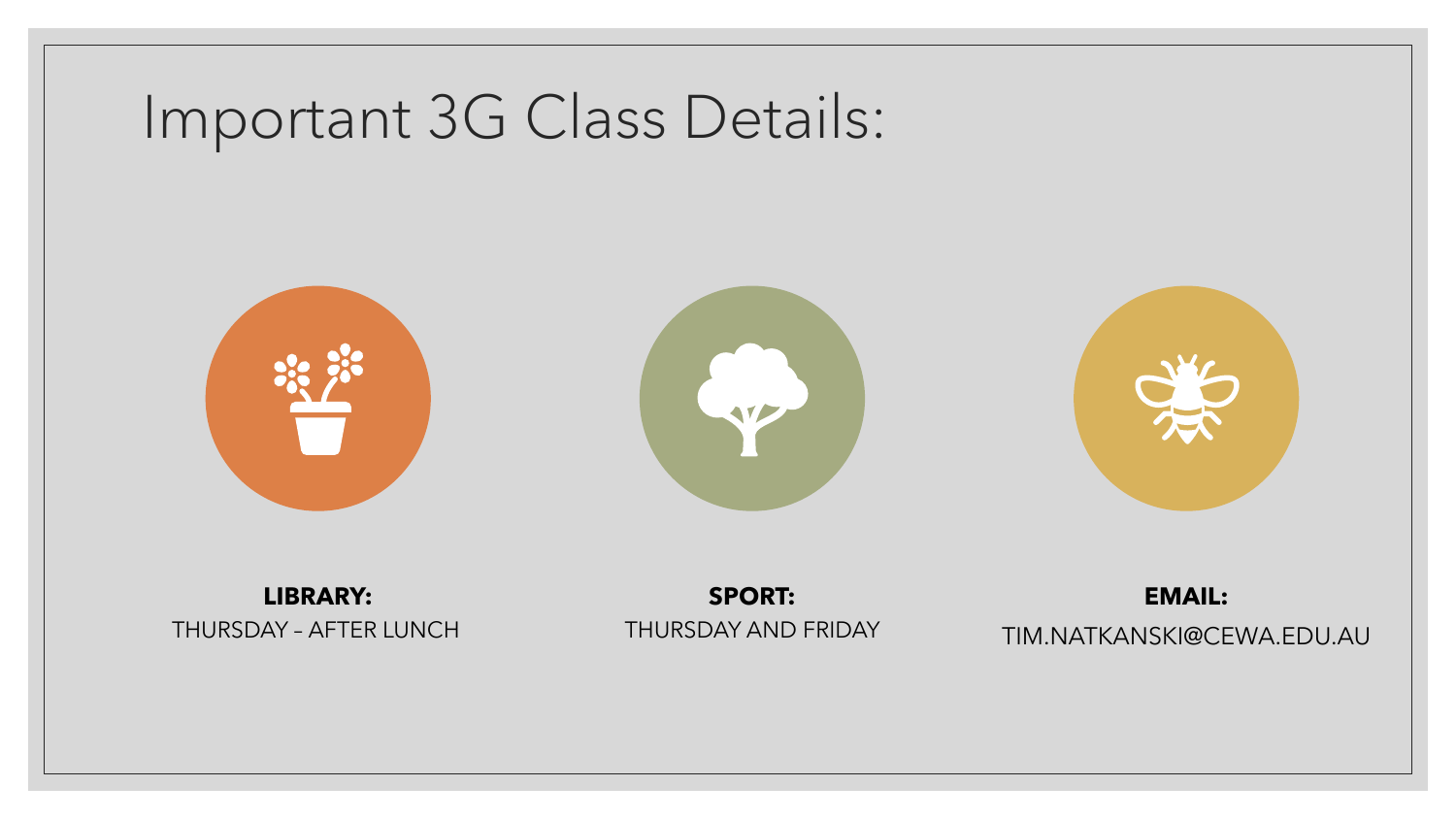# Important 3G Class Details:

**LIBRARY:**
THURSDAY – AFTER LUNCH

**SPORT:**
THURSDAY AND FRIDAY

**EMAIL:**
TIM.NATKANSKI@CEWA.EDU.AU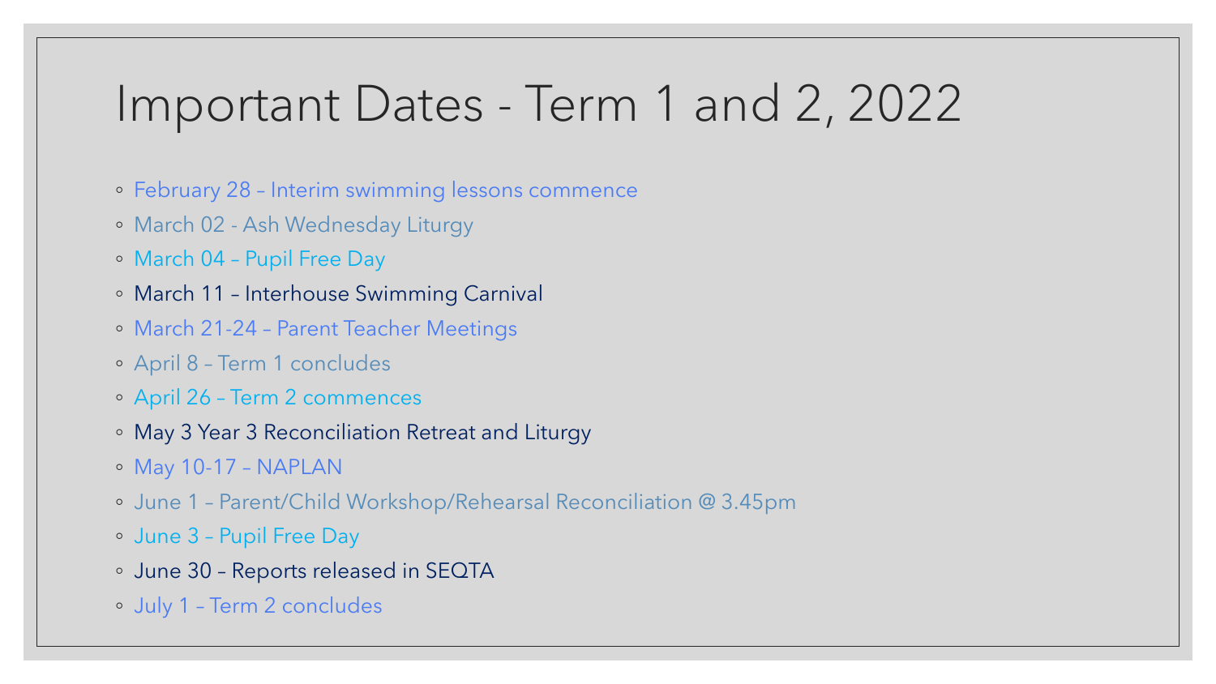# Important Dates - Term 1 and 2, 2022

- February 28 – Interim swimming lessons commence
- March 02 - Ash Wednesday Liturgy
- March 04 – Pupil Free Day
- March 11 – Interhouse Swimming Carnival
- March 21-24 – Parent Teacher Meetings
- April 8 – Term 1 concludes
- April 26 – Term 2 commences
- May 3 Year 3 Reconciliation Retreat and Liturgy
- May 10-17 – NAPLAN
- June 1 – Parent/Child Workshop/Rehearsal Reconciliation @ 3.45pm
- June 3 – Pupil Free Day
- June 30 – Reports released in SEQTA
- July 1 – Term 2 concludes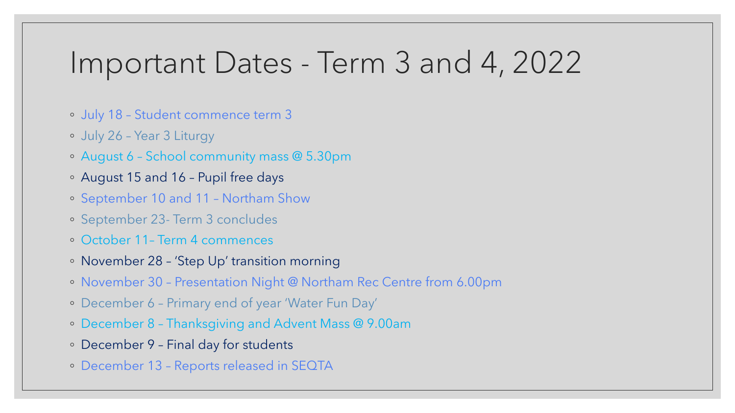# Important Dates - Term 3 and 4, 2022

- July 18 – Student commence term 3
- July 26 – Year 3 Liturgy
- August 6 – School community mass @ 5.30pm
- August 15 and 16 – Pupil free days
- September 10 and 11 – Northam Show
- September 23- Term 3 concludes
- October 11– Term 4 commences
- November 28 – 'Step Up' transition morning
- November 30 – Presentation Night @ Northam Rec Centre from 6.00pm
- December 6 – Primary end of year 'Water Fun Day'
- December 8 – Thanksgiving and Advent Mass @ 9.00am
- December 9 – Final day for students
- December 13 – Reports released in SEQTA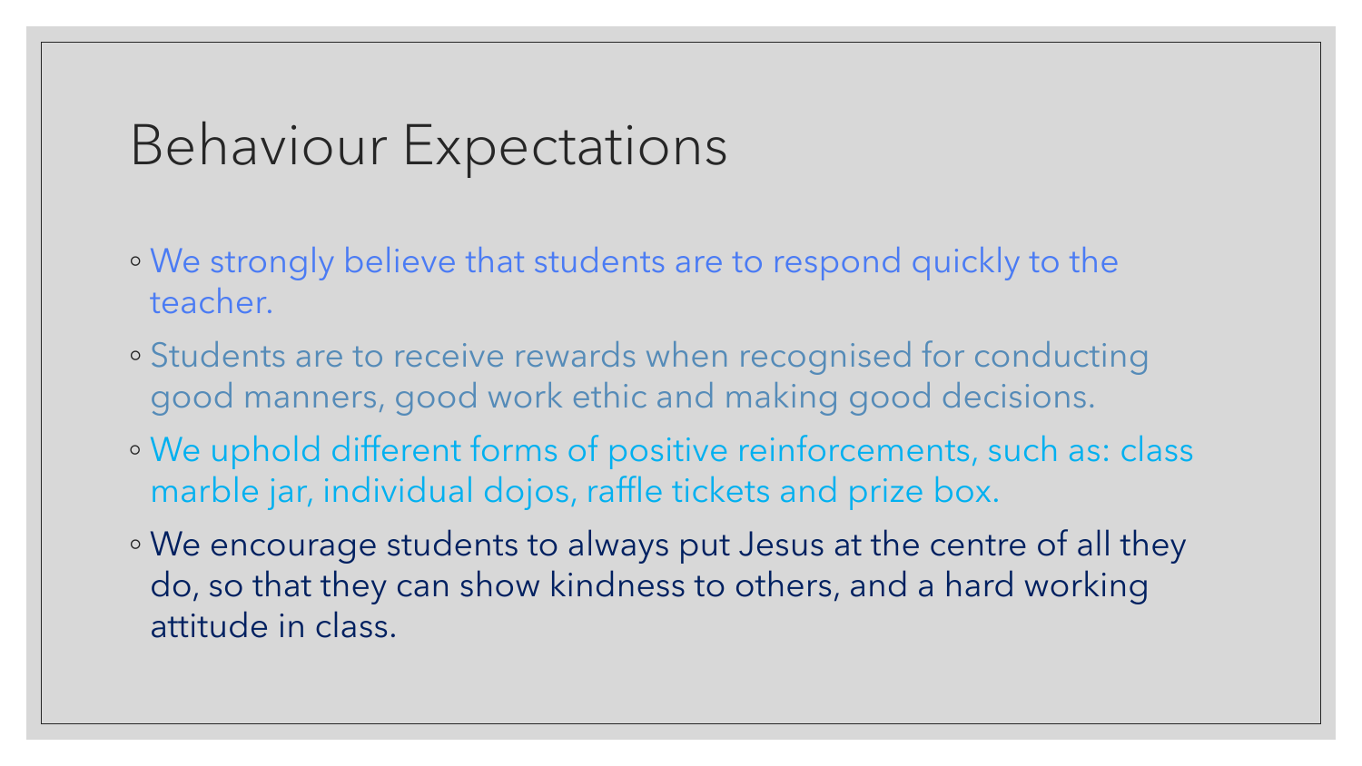# Behaviour Expectations

- We strongly believe that students are to respond quickly to the teacher.
- Students are to receive rewards when recognised for conducting good manners, good work ethic and making good decisions.
- We uphold different forms of positive reinforcements, such as: class marble jar, individual dojos, raffle tickets and prize box.
- We encourage students to always put Jesus at the centre of all they do, so that they can show kindness to others, and a hard working attitude in class.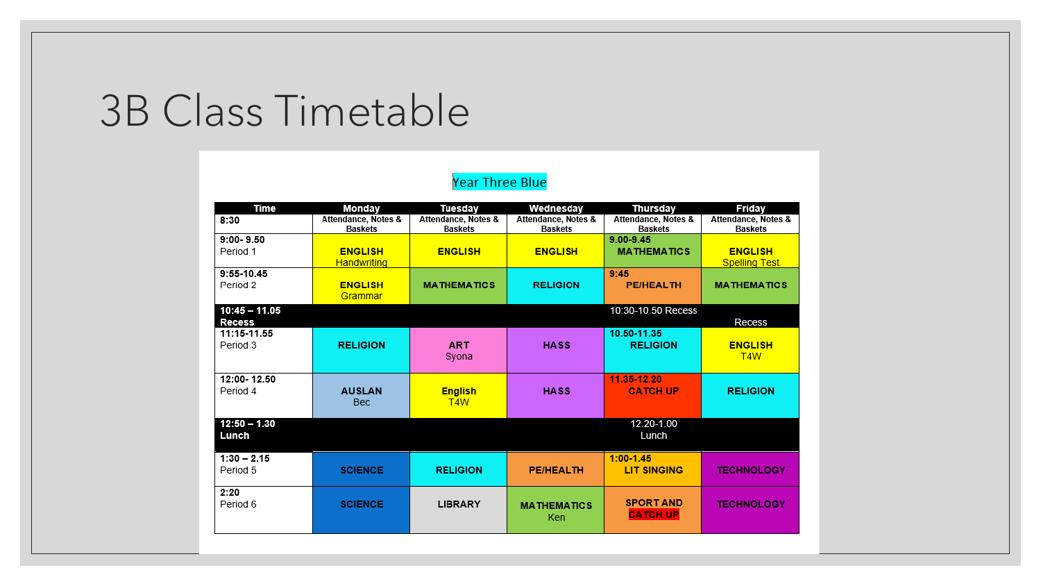# 3B Class Timetable

Year Three Blue

| Time | Monday | Tuesday | Wednesday | Thursday | Friday |
|---|---|---|---|---|---|
| 8:30 | Attendance, Notes & Baskets | Attendance, Notes & Baskets | Attendance, Notes & Baskets | Attendance, Notes & Baskets | Attendance, Notes & Baskets |
| **9:00- 9.50** Period 1 | **ENGLISH** Handwriting | **ENGLISH** | **ENGLISH** | **9.00-9.45** **MATHEMATICS** | **ENGLISH** Spelling Test |
| **9:55-10.45** Period 2 | **ENGLISH** Grammar | **MATHEMATICS** | **RELIGION** | **9:45** **PE/HEALTH** | **MATHEMATICS** |
| **10:45 – 11.05 Recess** | | | | 10:30-10.50 Recess | Recess |
| **11:15-11.55** Period 3 | **RELIGION** | **ART** Syona | **HASS** | **10.50-11.35** **RELIGION** | **ENGLISH** T4W |
| **12:00- 12.50** Period 4 | **AUSLAN** Bec | **English** T4W | **HASS** | **11.35-12.20** **CATCH UP** | **RELIGION** |
| **12:50 – 1.30 Lunch** | | | | 12.20-1.00 Lunch | |
| **1:30 – 2.15** Period 5 | **SCIENCE** | **RELIGION** | **PE/HEALTH** | **1:00-1.45** **LIT SINGING** | **TECHNOLOGY** |
| **2:20** Period 6 | **SCIENCE** | **LIBRARY** | **MATHEMATICS** Ken | **SPORT AND CATCH UP** | **TECHNOLOGY** |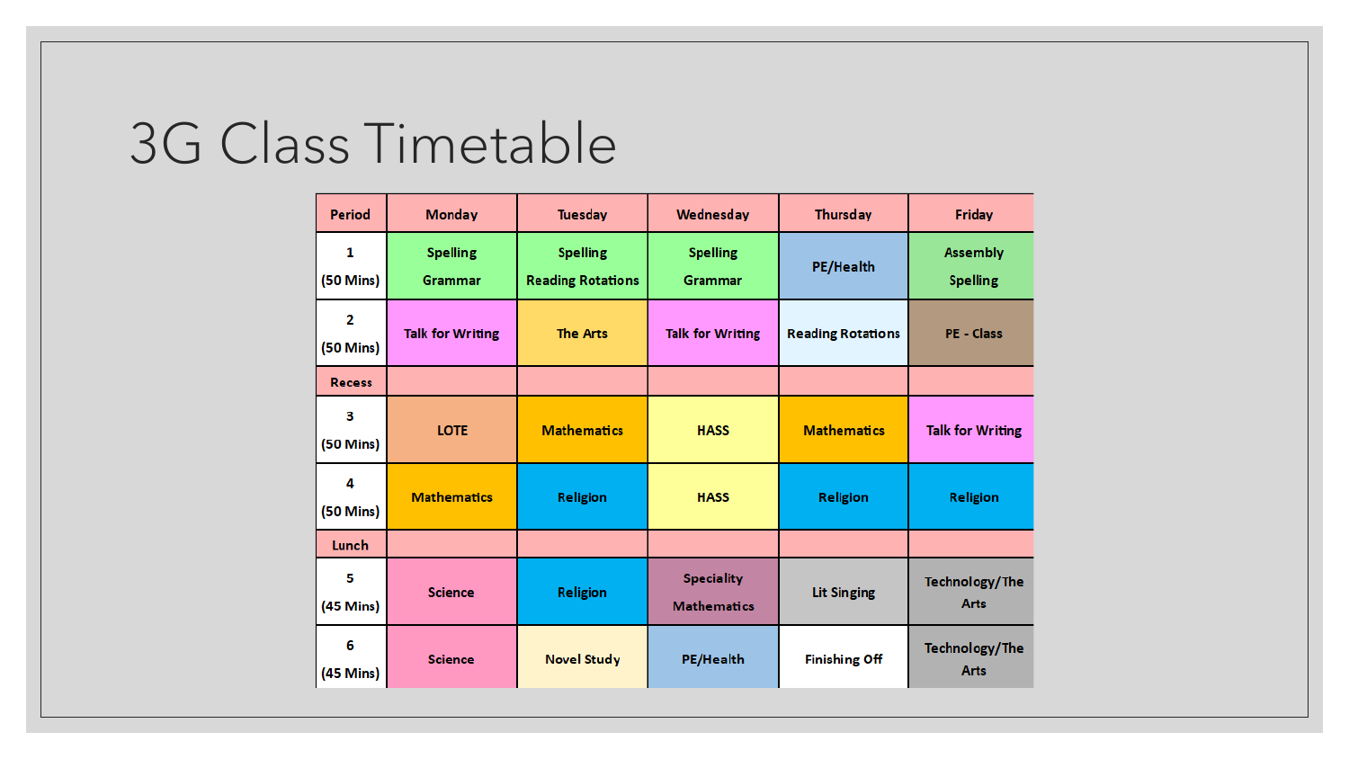# 3G Class Timetable

| Period | Monday | Tuesday | Wednesday | Thursday | Friday |
|---|---|---|---|---|---|
| 1 (50 Mins) | Spelling Grammar | Spelling Reading Rotations | Spelling Grammar | PE/Health | Assembly Spelling |
| 2 (50 Mins) | Talk for Writing | The Arts | Talk for Writing | Reading Rotations | PE - Class |
| Recess | | | | | |
| 3 (50 Mins) | LOTE | Mathematics | HASS | Mathematics | Talk for Writing |
| 4 (50 Mins) | Mathematics | Religion | HASS | Religion | Religion |
| Lunch | | | | | |
| 5 (45 Mins) | Science | Religion | Speciality Mathematics | Lit Singing | Technology/The Arts |
| 6 (45 Mins) | Science | Novel Study | PE/Health | Finishing Off | Technology/The Arts |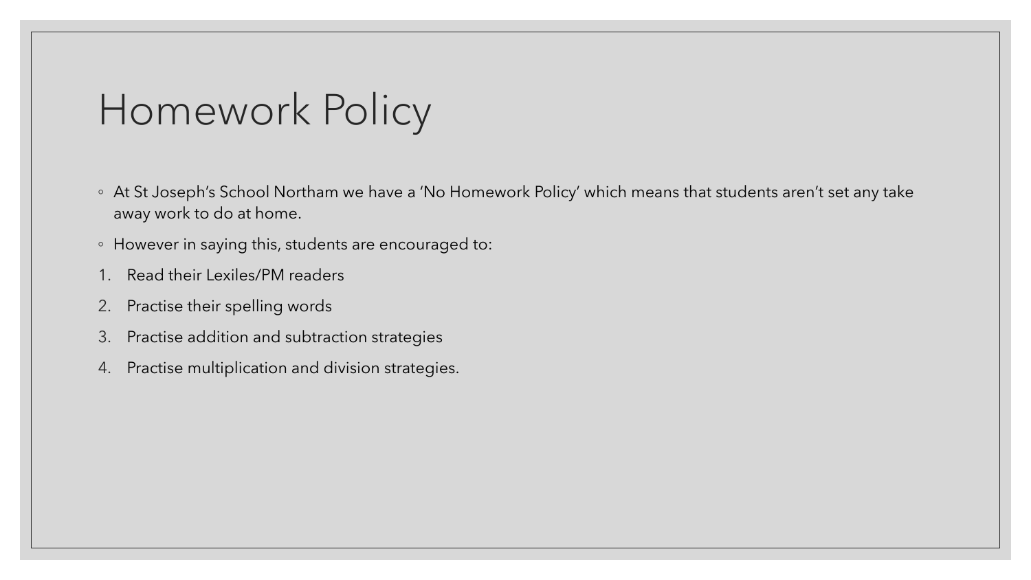# Homework Policy

- At St Joseph's School Northam we have a 'No Homework Policy' which means that students aren't set any take away work to do at home.
- However in saying this, students are encouraged to:

1. Read their Lexiles/PM readers
2. Practise their spelling words
3. Practise addition and subtraction strategies
4. Practise multiplication and division strategies.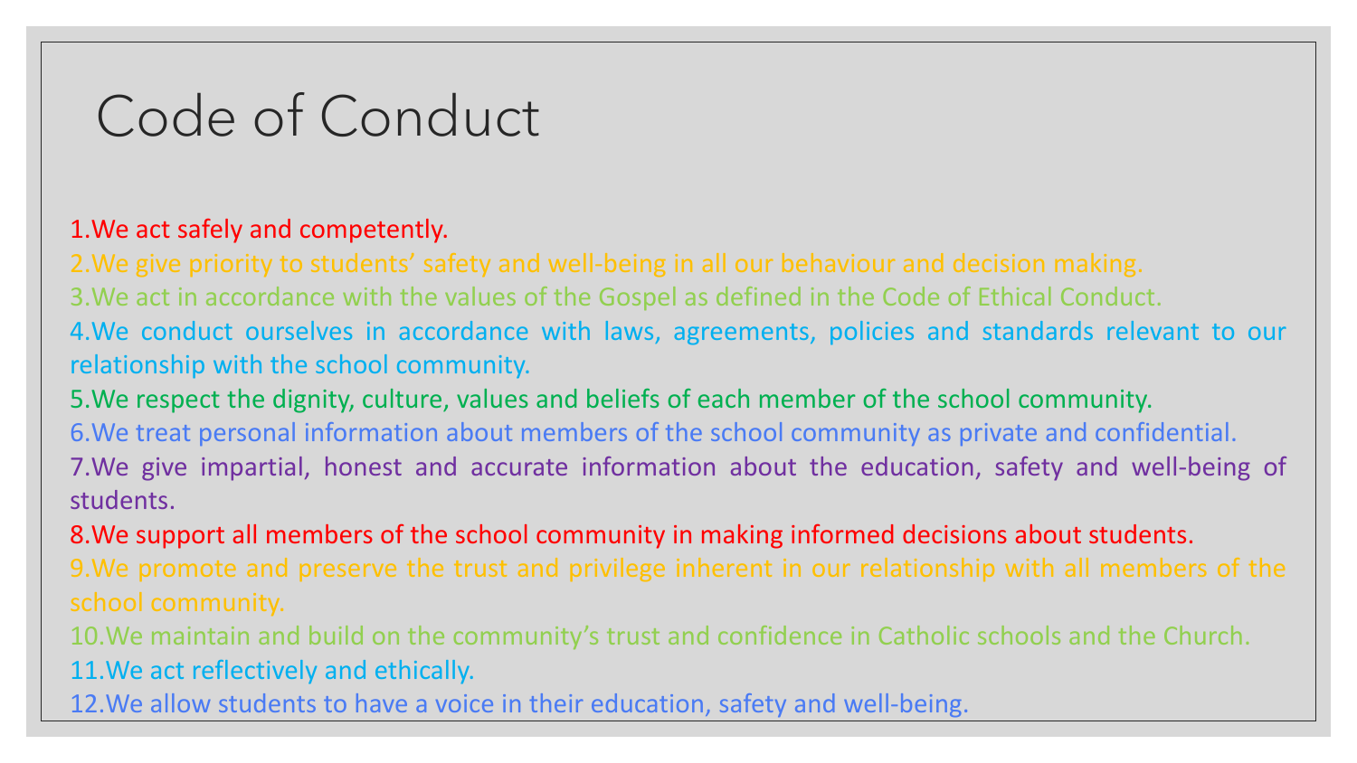# Code of Conduct

1. We act safely and competently.
2. We give priority to students' safety and well-being in all our behaviour and decision making.
3. We act in accordance with the values of the Gospel as defined in the Code of Ethical Conduct.
4. We conduct ourselves in accordance with laws, agreements, policies and standards relevant to our relationship with the school community.
5. We respect the dignity, culture, values and beliefs of each member of the school community.
6. We treat personal information about members of the school community as private and confidential.
7. We give impartial, honest and accurate information about the education, safety and well-being of students.
8. We support all members of the school community in making informed decisions about students.
9. We promote and preserve the trust and privilege inherent in our relationship with all members of the school community.
10. We maintain and build on the community's trust and confidence in Catholic schools and the Church.
11. We act reflectively and ethically.
12. We allow students to have a voice in their education, safety and well-being.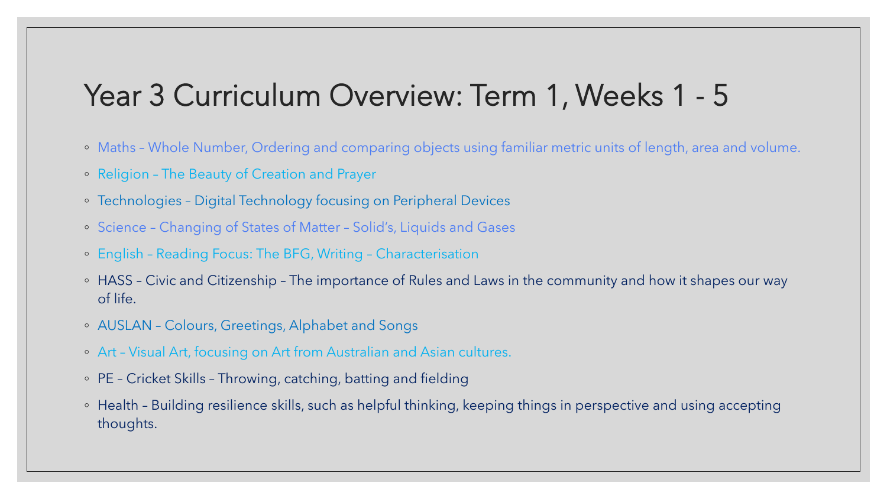# Year 3 Curriculum Overview: Term 1, Weeks 1 - 5

- Maths – Whole Number, Ordering and comparing objects using familiar metric units of length, area and volume.
- Religion – The Beauty of Creation and Prayer
- Technologies – Digital Technology focusing on Peripheral Devices
- Science – Changing of States of Matter – Solid's, Liquids and Gases
- English – Reading Focus: The BFG, Writing – Characterisation
- HASS – Civic and Citizenship – The importance of Rules and Laws in the community and how it shapes our way of life.
- AUSLAN – Colours, Greetings, Alphabet and Songs
- Art – Visual Art, focusing on Art from Australian and Asian cultures.
- PE – Cricket Skills – Throwing, catching, batting and fielding
- Health – Building resilience skills, such as helpful thinking, keeping things in perspective and using accepting thoughts.